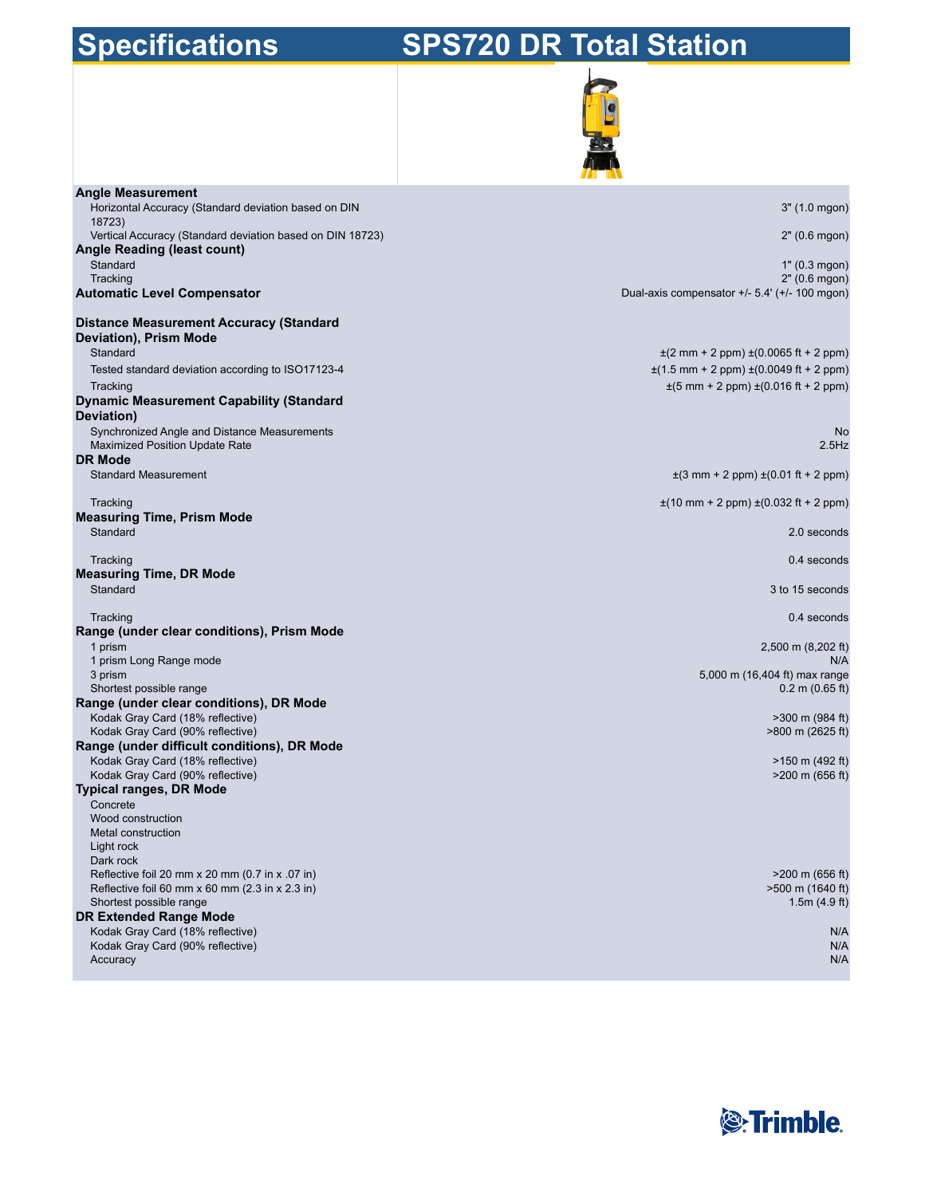# Specifications

# SPS720 DR Total Station

| Specification | Value |
| --- | --- |
| **Angle Measurement** | |
| Horizontal Accuracy (Standard deviation based on DIN 18723) | 3" (1.0 mgon) |
| Vertical Accuracy (Standard deviation based on DIN 18723) | 2" (0.6 mgon) |
| **Angle Reading (least count)** | |
| Standard | 1" (0.3 mgon) |
| Tracking | 2" (0.6 mgon) |
| **Automatic Level Compensator** | Dual-axis compensator +/- 5.4' (+/- 100 mgon) |
| **Distance Measurement Accuracy (Standard Deviation), Prism Mode** | |
| Standard | ±(2 mm + 2 ppm) ±(0.0065 ft + 2 ppm) |
| Tested standard deviation according to ISO17123-4 | ±(1.5 mm + 2 ppm) ±(0.0049 ft + 2 ppm) |
| Tracking | ±(5 mm + 2 ppm) ±(0.016 ft + 2 ppm) |
| **Dynamic Measurement Capability (Standard Deviation)** | |
| Synchronized Angle and Distance Measurements | No |
| Maximized Position Update Rate | 2.5Hz |
| **DR Mode** | |
| Standard Measurement | ±(3 mm + 2 ppm) ±(0.01 ft + 2 ppm) |
| Tracking | ±(10 mm + 2 ppm) ±(0.032 ft + 2 ppm) |
| **Measuring Time, Prism Mode** | |
| Standard | 2.0 seconds |
| Tracking | 0.4 seconds |
| **Measuring Time, DR Mode** | |
| Standard | 3 to 15 seconds |
| Tracking | 0.4 seconds |
| **Range (under clear conditions), Prism Mode** | |
| 1 prism | 2,500 m (8,202 ft) |
| 1 prism Long Range mode | N/A |
| 3 prism | 5,000 m (16,404 ft) max range |
| Shortest possible range | 0.2 m (0.65 ft) |
| **Range (under clear conditions), DR Mode** | |
| Kodak Gray Card (18% reflective) | >300 m (984 ft) |
| Kodak Gray Card (90% reflective) | >800 m (2625 ft) |
| **Range (under difficult conditions), DR Mode** | |
| Kodak Gray Card (18% reflective) | >150 m (492 ft) |
| Kodak Gray Card (90% reflective) | >200 m (656 ft) |
| **Typical ranges, DR Mode** | |
| Concrete | |
| Wood construction | |
| Metal construction | |
| Light rock | |
| Dark rock | |
| Reflective foil 20 mm x 20 mm (0.7 in x .07 in) | >200 m (656 ft) |
| Reflective foil 60 mm x 60 mm (2.3 in x 2.3 in) | >500 m (1640 ft) |
| Shortest possible range | 1.5m (4.9 ft) |
| **DR Extended Range Mode** | |
| Kodak Gray Card (18% reflective) | N/A |
| Kodak Gray Card (90% reflective) | N/A |
| Accuracy | N/A |

Trimble.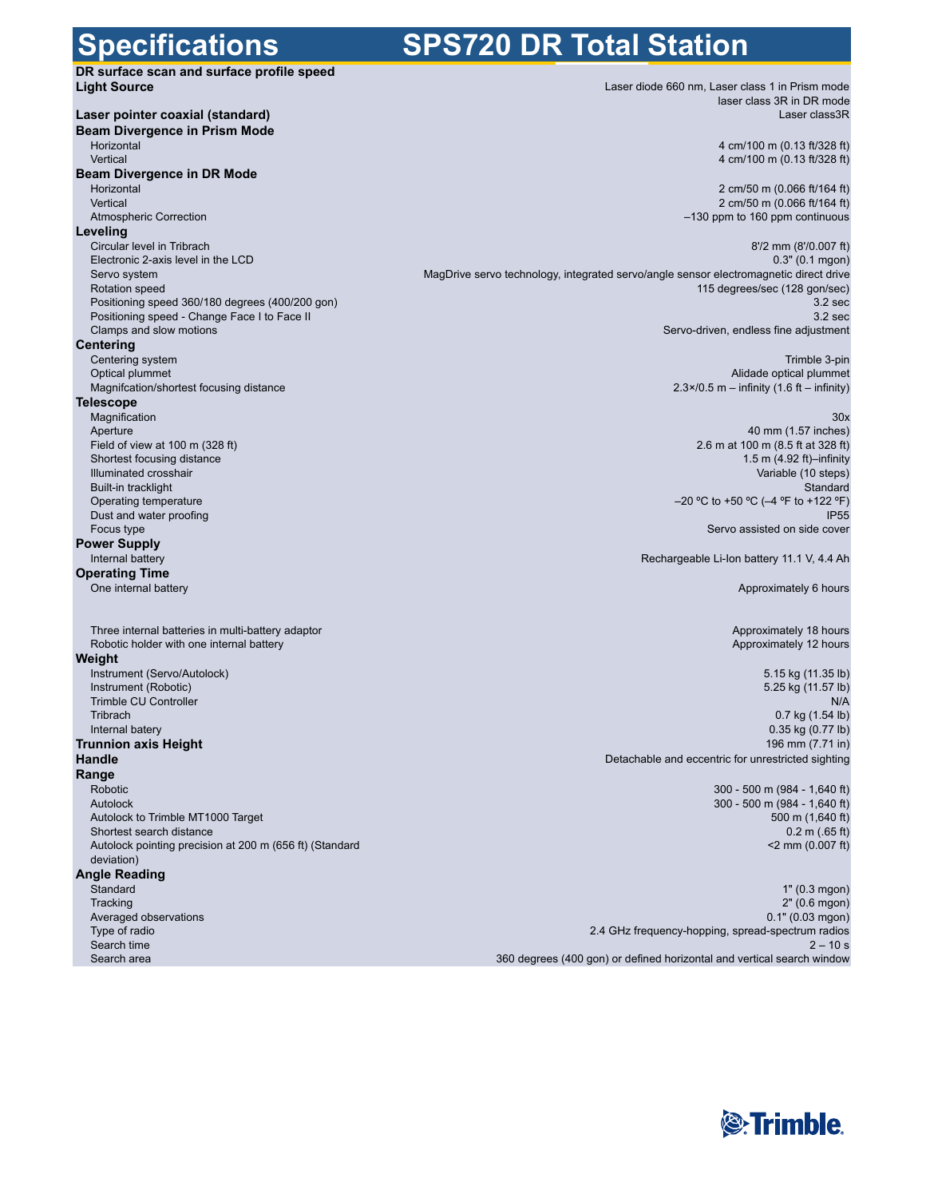# Specifications SPS720 DR Total Station

| | |
|---|---|
| **DR surface scan and surface profile speed** | |
| **Light Source** | Laser diode 660 nm, Laser class 1 in Prism mode laser class 3R in DR mode |
| **Laser pointer coaxial (standard)** | Laser class3R |
| **Beam Divergence in Prism Mode** | |
| Horizontal | 4 cm/100 m (0.13 ft/328 ft) |
| Vertical | 4 cm/100 m (0.13 ft/328 ft) |
| **Beam Divergence in DR Mode** | |
| Horizontal | 2 cm/50 m (0.066 ft/164 ft) |
| Vertical | 2 cm/50 m (0.066 ft/164 ft) |
| Atmospheric Correction | –130 ppm to 160 ppm continuous |
| **Leveling** | |
| Circular level in Tribrach | 8'/2 mm (8'/0.007 ft) |
| Electronic 2-axis level in the LCD | 0.3" (0.1 mgon) |
| Servo system | MagDrive servo technology, integrated servo/angle sensor electromagnetic direct drive |
| Rotation speed | 115 degrees/sec (128 gon/sec) |
| Positioning speed 360/180 degrees (400/200 gon) | 3.2 sec |
| Positioning speed - Change Face I to Face II | 3.2 sec |
| Clamps and slow motions | Servo-driven, endless fine adjustment |
| **Centering** | |
| Centering system | Trimble 3-pin |
| Optical plummet | Alidade optical plummet |
| Magnifcation/shortest focusing distance | 2.3×/0.5 m – infinity (1.6 ft – infinity) |
| **Telescope** | |
| Magnification | 30x |
| Aperture | 40 mm (1.57 inches) |
| Field of view at 100 m (328 ft) | 2.6 m at 100 m (8.5 ft at 328 ft) |
| Shortest focusing distance | 1.5 m (4.92 ft)–infinity |
| Illuminated crosshair | Variable (10 steps) |
| Built-in tracklight | Standard |
| Operating temperature | –20 ºC to +50 ºC (–4 ºF to +122 ºF) |
| Dust and water proofing | IP55 |
| Focus type | Servo assisted on side cover |
| **Power Supply** | |
| Internal battery | Rechargeable Li-Ion battery 11.1 V, 4.4 Ah |
| **Operating Time** | |
| One internal battery | Approximately 6 hours |
| Three internal batteries in multi-battery adaptor | Approximately 18 hours |
| Robotic holder with one internal battery | Approximately 12 hours |
| **Weight** | |
| Instrument (Servo/Autolock) | 5.15 kg (11.35 lb) |
| Instrument (Robotic) | 5.25 kg (11.57 lb) |
| Trimble CU Controller | N/A |
| Tribrach | 0.7 kg (1.54 lb) |
| Internal batery | 0.35 kg (0.77 lb) |
| **Trunnion axis Height** | 196 mm (7.71 in) |
| **Handle** | Detachable and eccentric for unrestricted sighting |
| **Range** | |
| Robotic | 300 - 500 m (984 - 1,640 ft) |
| Autolock | 300 - 500 m (984 - 1,640 ft) |
| Autolock to Trimble MT1000 Target | 500 m (1,640 ft) |
| Shortest search distance | 0.2 m (.65 ft) |
| Autolock pointing precision at 200 m (656 ft) (Standard deviation) | <2 mm (0.007 ft) |
| **Angle Reading** | |
| Standard | 1" (0.3 mgon) |
| Tracking | 2" (0.6 mgon) |
| Averaged observations | 0.1" (0.03 mgon) |
| Type of radio | 2.4 GHz frequency-hopping, spread-spectrum radios |
| Search time | 2 – 10 s |
| Search area | 360 degrees (400 gon) or defined horizontal and vertical search window |

Trimble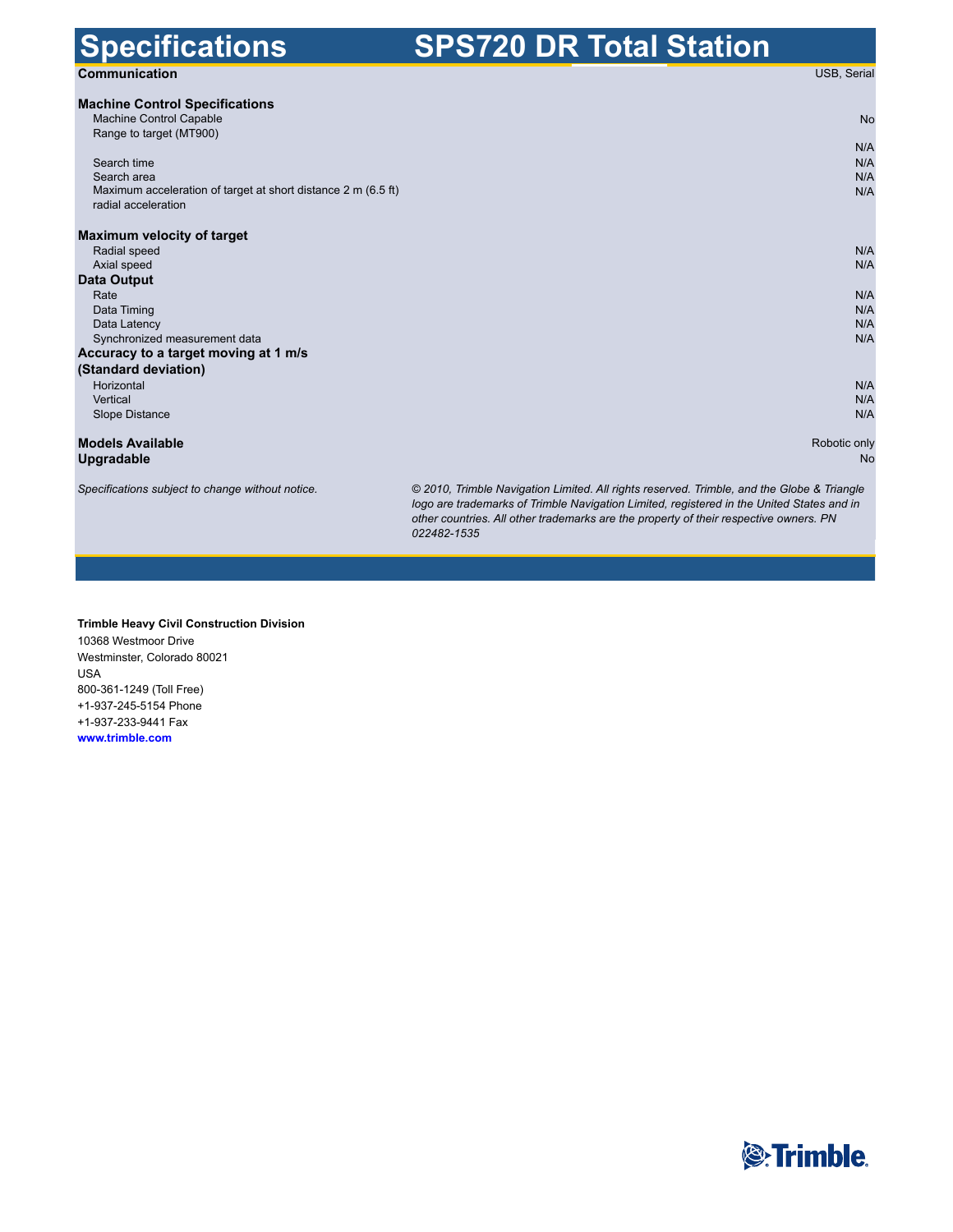# Specifications SPS720 DR Total Station

| | |
|---|---|
| **Communication** | USB, Serial |
| **Machine Control Specifications** | |
| Machine Control Capable | No |
| Range to target (MT900) | N/A |
| Search time | N/A |
| Search area | N/A |
| Maximum acceleration of target at short distance 2 m (6.5 ft) radial acceleration | N/A |
| **Maximum velocity of target** | |
| Radial speed | N/A |
| Axial speed | N/A |
| **Data Output** | |
| Rate | N/A |
| Data Timing | N/A |
| Data Latency | N/A |
| Synchronized measurement data | N/A |
| **Accuracy to a target moving at 1 m/s (Standard deviation)** | |
| Horizontal | N/A |
| Vertical | N/A |
| Slope Distance | N/A |
| **Models Available** | Robotic only |
| **Upgradable** | No |

*Specifications subject to change without notice.*

*© 2010, Trimble Navigation Limited. All rights reserved. Trimble, and the Globe & Triangle logo are trademarks of Trimble Navigation Limited, registered in the United States and in other countries. All other trademarks are the property of their respective owners. PN 022482-1535*

**Trimble Heavy Civil Construction Division**
10368 Westmoor Drive
Westminster, Colorado 80021
USA
800-361-1249 (Toll Free)
+1-937-245-5154 Phone
+1-937-233-9441 Fax
**www.trimble.com**

Trimble.